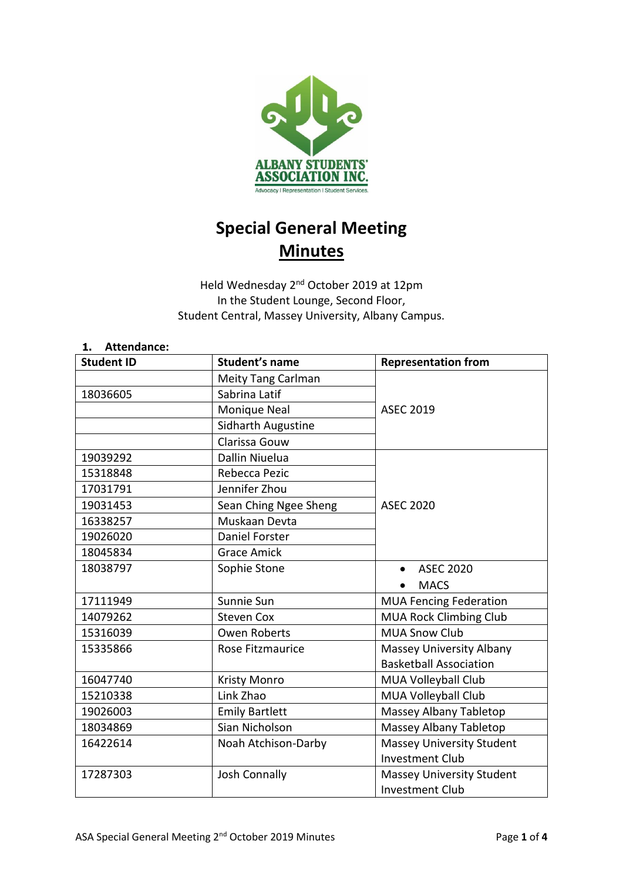ALBANY STUDENTS' ASSOCIATION INC.

Advocacy I Representation I Student Services.

# Special General Meeting
# Minutes

Held Wednesday 2nd October 2019 at 12pm
In the Student Lounge, Second Floor,
Student Central, Massey University, Albany Campus.

## 1. Attendance:

| Student ID | Student's name | Representation from |
|---|---|---|
| | Meity Tang Carlman | ASEC 2019 |
| 18036605 | Sabrina Latif | ASEC 2019 |
| | Monique Neal | ASEC 2019 |
| | Sidharth Augustine | ASEC 2019 |
| | Clarissa Gouw | ASEC 2019 |
| 19039292 | Dallin Niuelua | ASEC 2020 |
| 15318848 | Rebecca Pezic | ASEC 2020 |
| 17031791 | Jennifer Zhou | ASEC 2020 |
| 19031453 | Sean Ching Ngee Sheng | ASEC 2020 |
| 16338257 | Muskaan Devta | ASEC 2020 |
| 19026020 | Daniel Forster | ASEC 2020 |
| 18045834 | Grace Amick | ASEC 2020 |
| 18038797 | Sophie Stone | • ASEC 2020<br>• MACS |
| 17111949 | Sunnie Sun | MUA Fencing Federation |
| 14079262 | Steven Cox | MUA Rock Climbing Club |
| 15316039 | Owen Roberts | MUA Snow Club |
| 15335866 | Rose Fitzmaurice | Massey University Albany Basketball Association |
| 16047740 | Kristy Monro | MUA Volleyball Club |
| 15210338 | Link Zhao | MUA Volleyball Club |
| 19026003 | Emily Bartlett | Massey Albany Tabletop |
| 18034869 | Sian Nicholson | Massey Albany Tabletop |
| 16422614 | Noah Atchison-Darby | Massey University Student Investment Club |
| 17287303 | Josh Connally | Massey University Student Investment Club |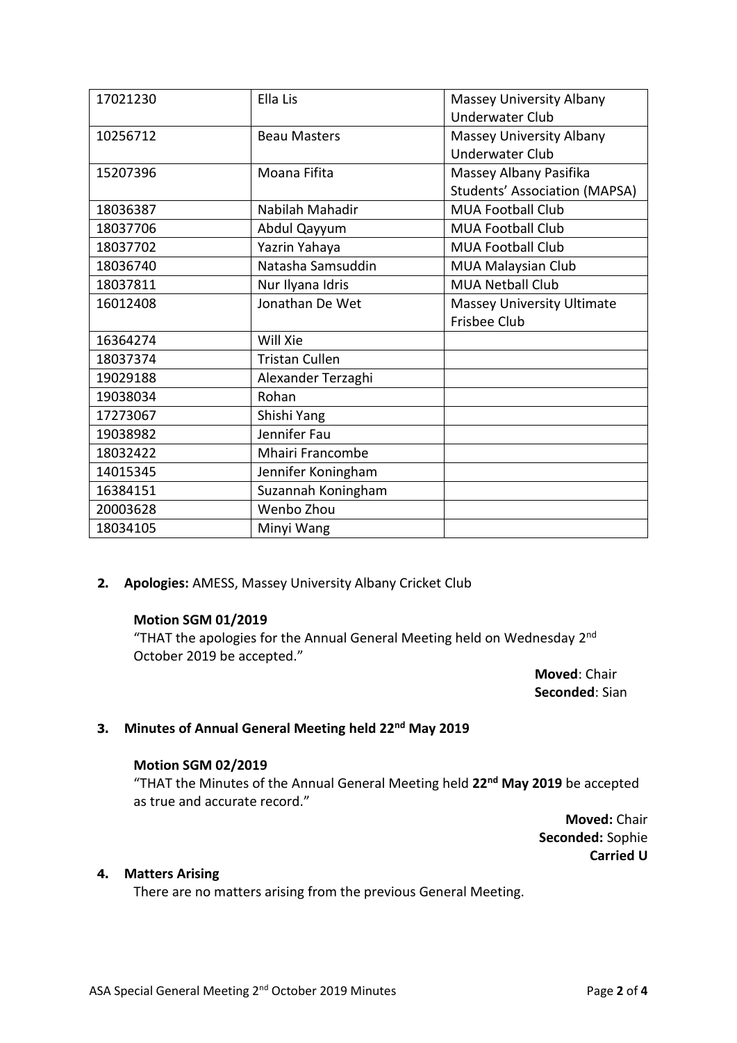| 17021230 | Ella Lis | Massey University Albany Underwater Club |
|---|---|---|
| 10256712 | Beau Masters | Massey University Albany Underwater Club |
| 15207396 | Moana Fifita | Massey Albany Pasifika Students' Association (MAPSA) |
| 18036387 | Nabilah Mahadir | MUA Football Club |
| 18037706 | Abdul Qayyum | MUA Football Club |
| 18037702 | Yazrin Yahaya | MUA Football Club |
| 18036740 | Natasha Samsuddin | MUA Malaysian Club |
| 18037811 | Nur Ilyana Idris | MUA Netball Club |
| 16012408 | Jonathan De Wet | Massey University Ultimate Frisbee Club |
| 16364274 | Will Xie | |
| 18037374 | Tristan Cullen | |
| 19029188 | Alexander Terzaghi | |
| 19038034 | Rohan | |
| 17273067 | Shishi Yang | |
| 19038982 | Jennifer Fau | |
| 18032422 | Mhairi Francombe | |
| 14015345 | Jennifer Koningham | |
| 16384151 | Suzannah Koningham | |
| 20003628 | Wenbo Zhou | |
| 18034105 | Minyi Wang | |

**2. Apologies:** AMESS, Massey University Albany Cricket Club

**Motion SGM 01/2019**

"THAT the apologies for the Annual General Meeting held on Wednesday 2nd October 2019 be accepted."

**Moved**: Chair
**Seconded**: Sian

**3. Minutes of Annual General Meeting held 22nd May 2019**

**Motion SGM 02/2019**

"THAT the Minutes of the Annual General Meeting held **22nd May 2019** be accepted as true and accurate record."

**Moved:** Chair
**Seconded:** Sophie
**Carried U**

**4. Matters Arising**

There are no matters arising from the previous General Meeting.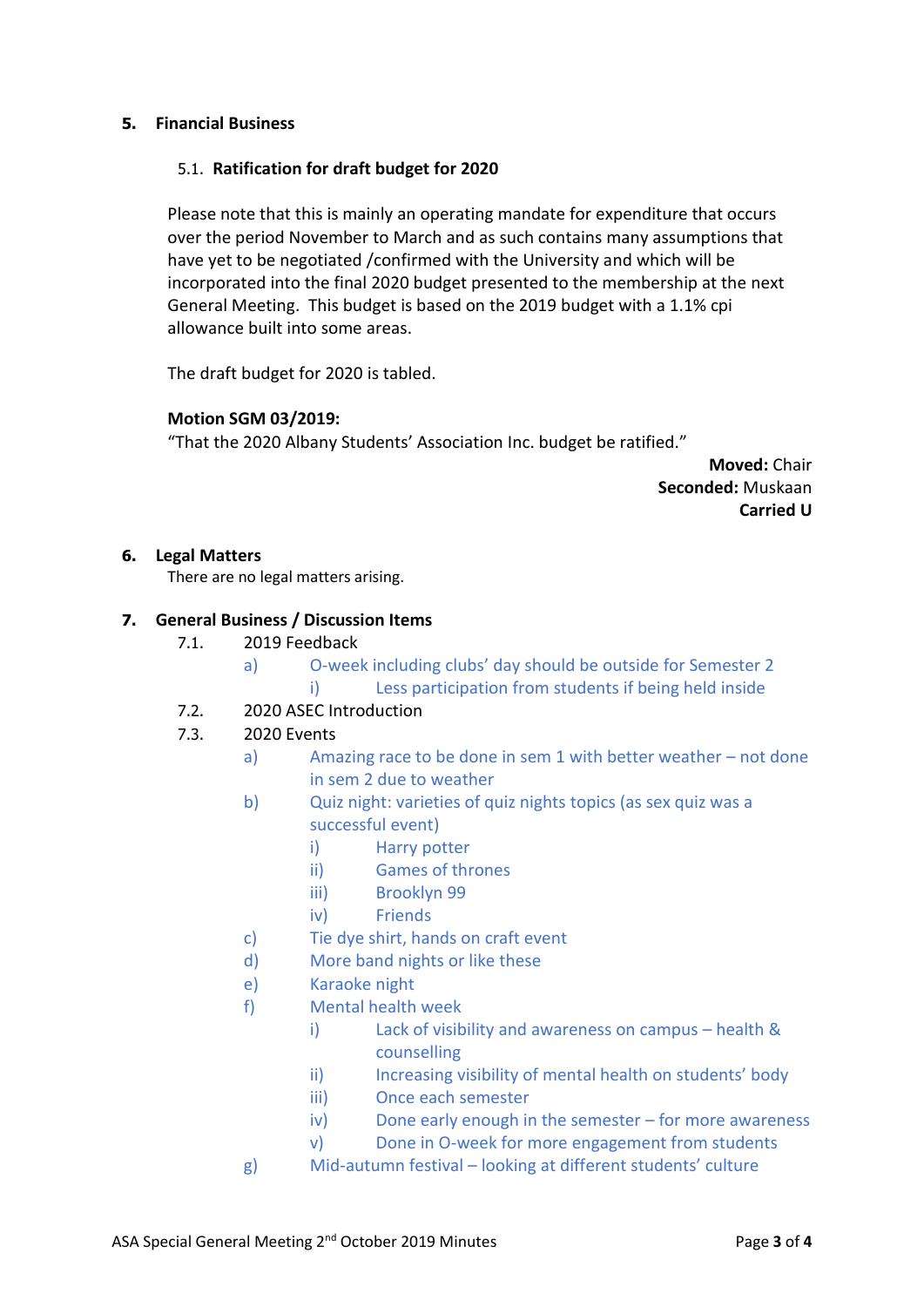## 5. Financial Business

### 5.1. Ratification for draft budget for 2020

Please note that this is mainly an operating mandate for expenditure that occurs over the period November to March and as such contains many assumptions that have yet to be negotiated /confirmed with the University and which will be incorporated into the final 2020 budget presented to the membership at the next General Meeting. This budget is based on the 2019 budget with a 1.1% cpi allowance built into some areas.

The draft budget for 2020 is tabled.

**Motion SGM 03/2019:**
"That the 2020 Albany Students' Association Inc. budget be ratified."

**Moved:** Chair
**Seconded:** Muskaan
**Carried U**

## 6. Legal Matters

There are no legal matters arising.

## 7. General Business / Discussion Items

7.1. 2019 Feedback

- a) O-week including clubs' day should be outside for Semester 2
  - i) Less participation from students if being held inside

7.2. 2020 ASEC Introduction

7.3. 2020 Events

- a) Amazing race to be done in sem 1 with better weather – not done in sem 2 due to weather
- b) Quiz night: varieties of quiz nights topics (as sex quiz was a successful event)
  - i) Harry potter
  - ii) Games of thrones
  - iii) Brooklyn 99
  - iv) Friends
- c) Tie dye shirt, hands on craft event
- d) More band nights or like these
- e) Karaoke night
- f) Mental health week
  - i) Lack of visibility and awareness on campus – health & counselling
  - ii) Increasing visibility of mental health on students' body
  - iii) Once each semester
  - iv) Done early enough in the semester – for more awareness
  - v) Done in O-week for more engagement from students
- g) Mid-autumn festival – looking at different students' culture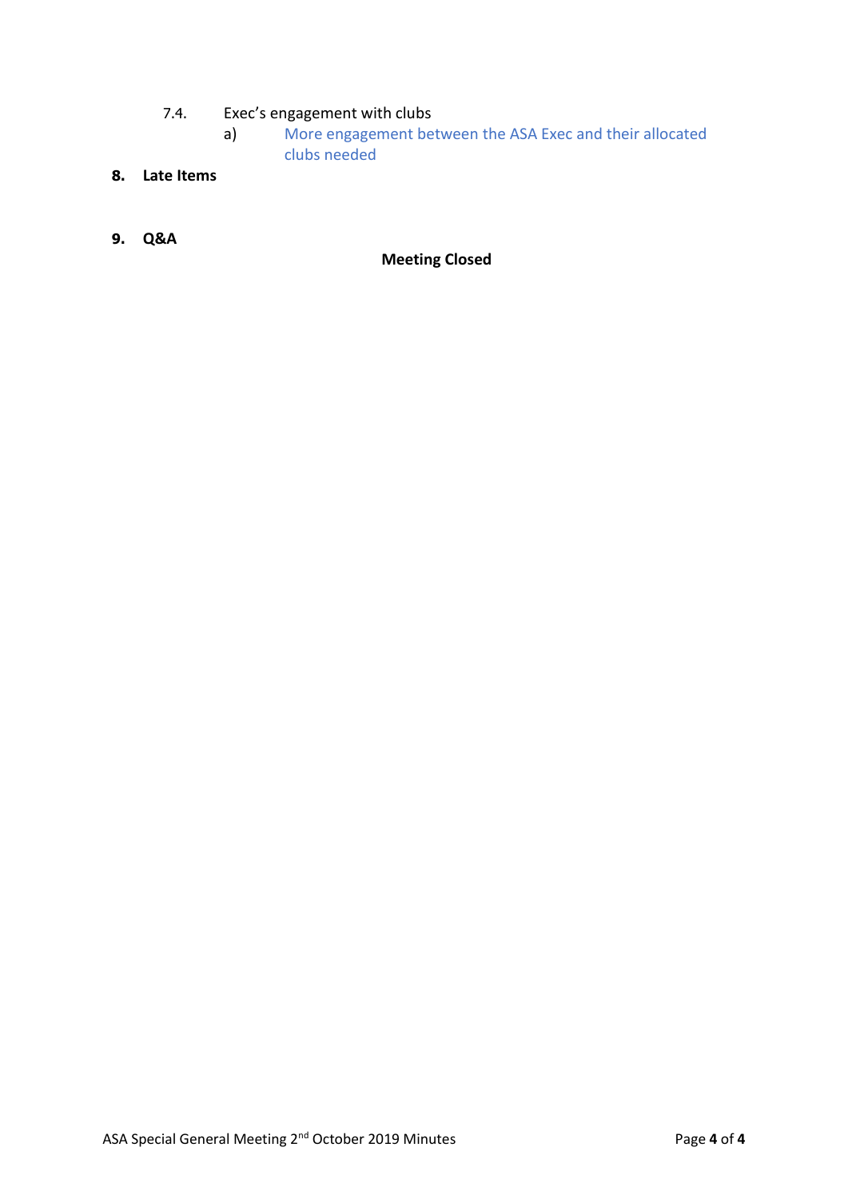7.4. Exec's engagement with clubs

a) More engagement between the ASA Exec and their allocated clubs needed

**8. Late Items**

**9. Q&A**

**Meeting Closed**